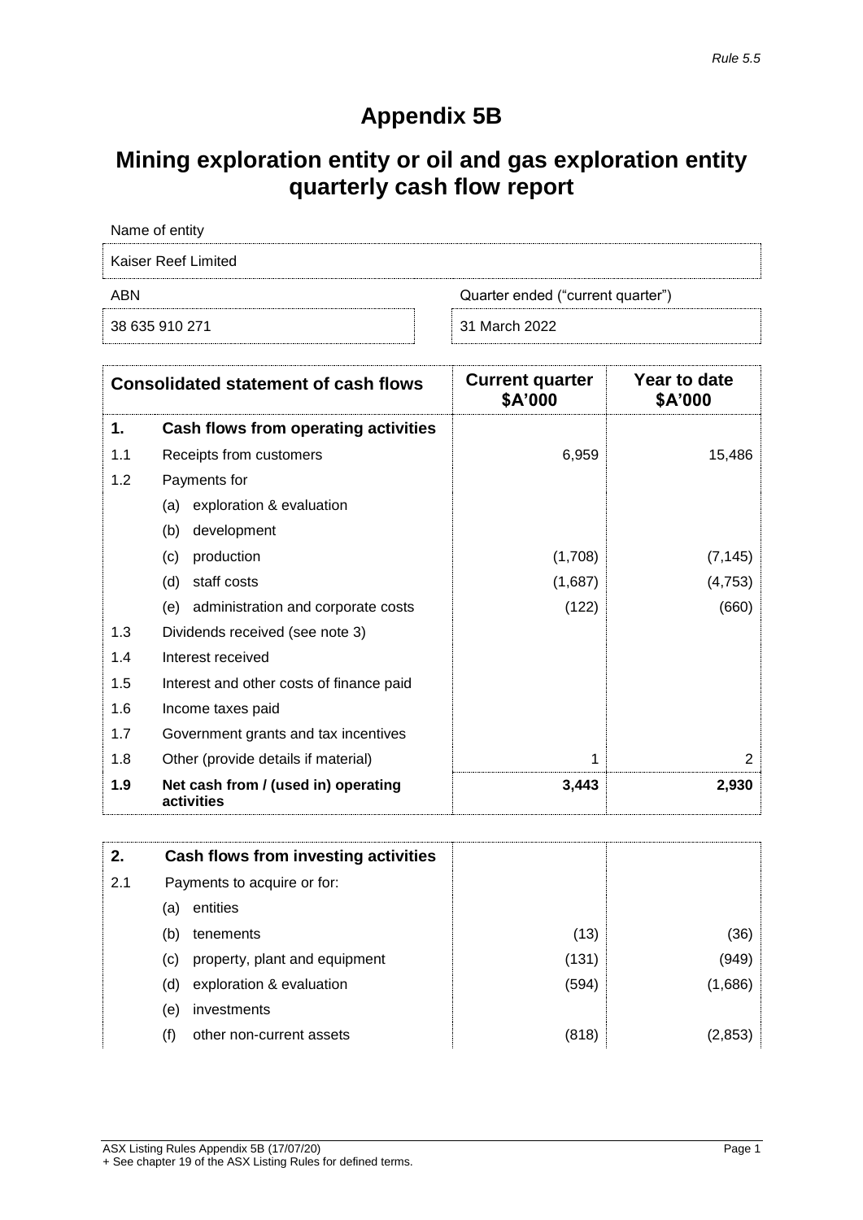*Rule 5.5*

# Appendix 5B

## Mining exploration entity or oil and gas exploration entity quarterly cash flow report

| Name of entity | |
|---|---|
| Kaiser Reef Limited | |
| **ABN** | **Quarter ended ("current quarter")** |
| 38 635 910 271 | 31 March 2022 |

| | Consolidated statement of cash flows | Current quarter $A'000 | Year to date $A'000 |
|---|---|---|---|
| **1.** | **Cash flows from operating activities** | | |
| 1.1 | Receipts from customers | 6,959 | 15,486 |
| 1.2 | Payments for | | |
| | (a) exploration & evaluation | | |
| | (b) development | | |
| | (c) production | (1,708) | (7,145) |
| | (d) staff costs | (1,687) | (4,753) |
| | (e) administration and corporate costs | (122) | (660) |
| 1.3 | Dividends received (see note 3) | | |
| 1.4 | Interest received | | |
| 1.5 | Interest and other costs of finance paid | | |
| 1.6 | Income taxes paid | | |
| 1.7 | Government grants and tax incentives | | |
| 1.8 | Other (provide details if material) | 1 | 2 |
| **1.9** | **Net cash from / (used in) operating activities** | **3,443** | **2,930** |

| | | | |
|---|---|---|---|
| **2.** | **Cash flows from investing activities** | | |
| 2.1 | Payments to acquire or for: | | |
| | (a) entities | | |
| | (b) tenements | (13) | (36) |
| | (c) property, plant and equipment | (131) | (949) |
| | (d) exploration & evaluation | (594) | (1,686) |
| | (e) investments | | |
| | (f) other non-current assets | (818) | (2,853) |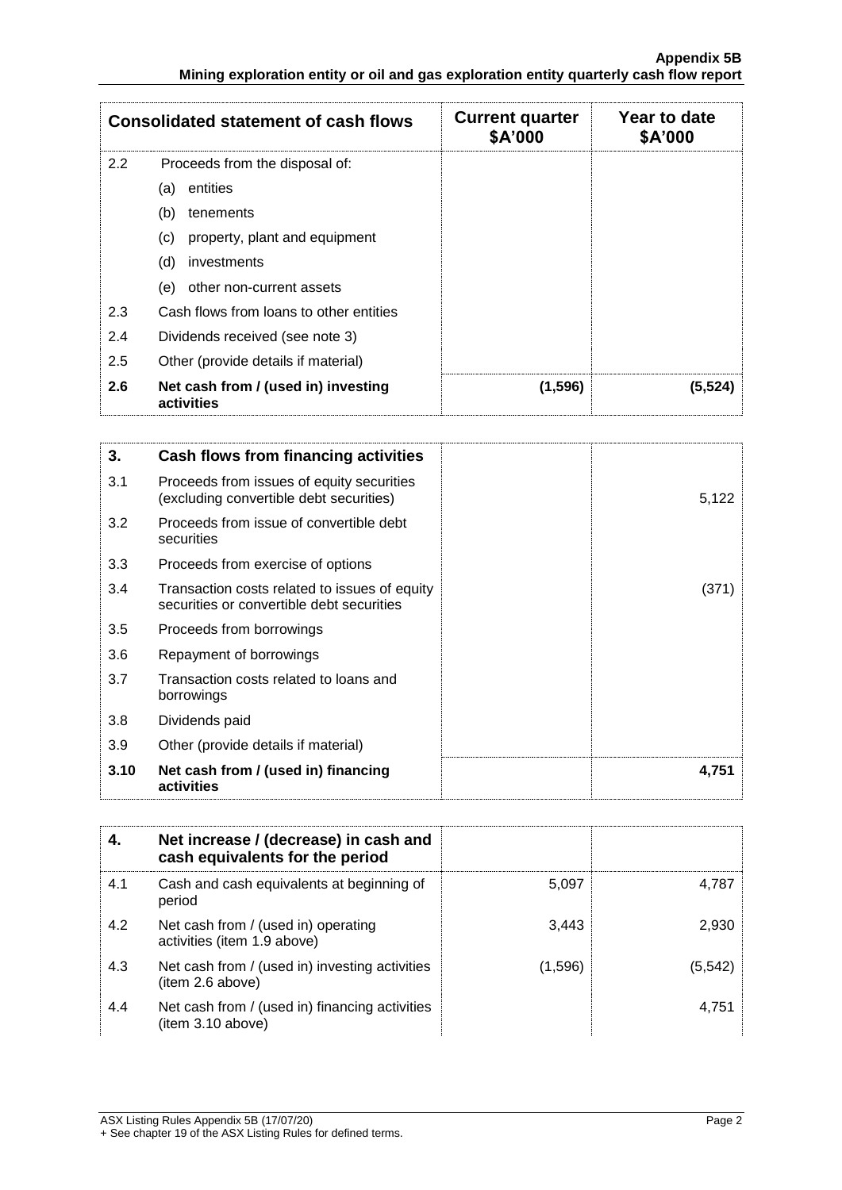| Consolidated statement of cash flows | | Current quarter $A'000 | Year to date $A'000 |
|---|---|---|---|
| 2.2 | Proceeds from the disposal of: | | |
| | (a) entities | | |
| | (b) tenements | | |
| | (c) property, plant and equipment | | |
| | (d) investments | | |
| | (e) other non-current assets | | |
| 2.3 | Cash flows from loans to other entities | | |
| 2.4 | Dividends received (see note 3) | | |
| 2.5 | Other (provide details if material) | | |
| **2.6** | **Net cash from / (used in) investing activities** | **(1,596)** | **(5,524)** |

| **3.** | **Cash flows from financing activities** | | |
|---|---|---|---|
| 3.1 | Proceeds from issues of equity securities (excluding convertible debt securities) | | 5,122 |
| 3.2 | Proceeds from issue of convertible debt securities | | |
| 3.3 | Proceeds from exercise of options | | |
| 3.4 | Transaction costs related to issues of equity securities or convertible debt securities | | (371) |
| 3.5 | Proceeds from borrowings | | |
| 3.6 | Repayment of borrowings | | |
| 3.7 | Transaction costs related to loans and borrowings | | |
| 3.8 | Dividends paid | | |
| 3.9 | Other (provide details if material) | | |
| **3.10** | **Net cash from / (used in) financing activities** | | **4,751** |

| **4.** | **Net increase / (decrease) in cash and cash equivalents for the period** | | |
|---|---|---|---|
| 4.1 | Cash and cash equivalents at beginning of period | 5,097 | 4,787 |
| 4.2 | Net cash from / (used in) operating activities (item 1.9 above) | 3,443 | 2,930 |
| 4.3 | Net cash from / (used in) investing activities (item 2.6 above) | (1,596) | (5,542) |
| 4.4 | Net cash from / (used in) financing activities (item 3.10 above) | | 4,751 |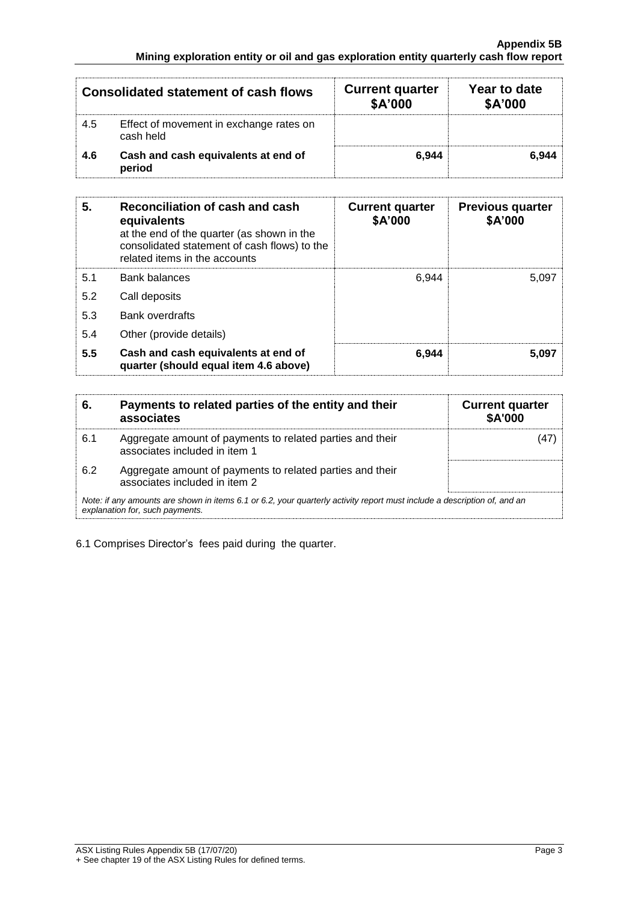| Consolidated statement of cash flows | | Current quarter $A'000 | Year to date $A'000 |
|---|---|---|---|
| 4.5 | Effect of movement in exchange rates on cash held | | |
| **4.6** | **Cash and cash equivalents at end of period** | **6,944** | **6,944** |

| 5. | Reconciliation of cash and cash equivalents at the end of the quarter (as shown in the consolidated statement of cash flows) to the related items in the accounts | Current quarter $A'000 | Previous quarter $A'000 |
|---|---|---|---|
| 5.1 | Bank balances | 6,944 | 5,097 |
| 5.2 | Call deposits | | |
| 5.3 | Bank overdrafts | | |
| 5.4 | Other (provide details) | | |
| **5.5** | **Cash and cash equivalents at end of quarter (should equal item 4.6 above)** | **6,944** | **5,097** |

| 6. | Payments to related parties of the entity and their associates | Current quarter $A'000 |
|---|---|---|
| 6.1 | Aggregate amount of payments to related parties and their associates included in item 1 | (47) |
| 6.2 | Aggregate amount of payments to related parties and their associates included in item 2 | |

*Note: if any amounts are shown in items 6.1 or 6.2, your quarterly activity report must include a description of, and an explanation for, such payments.*

6.1 Comprises Director's fees paid during the quarter.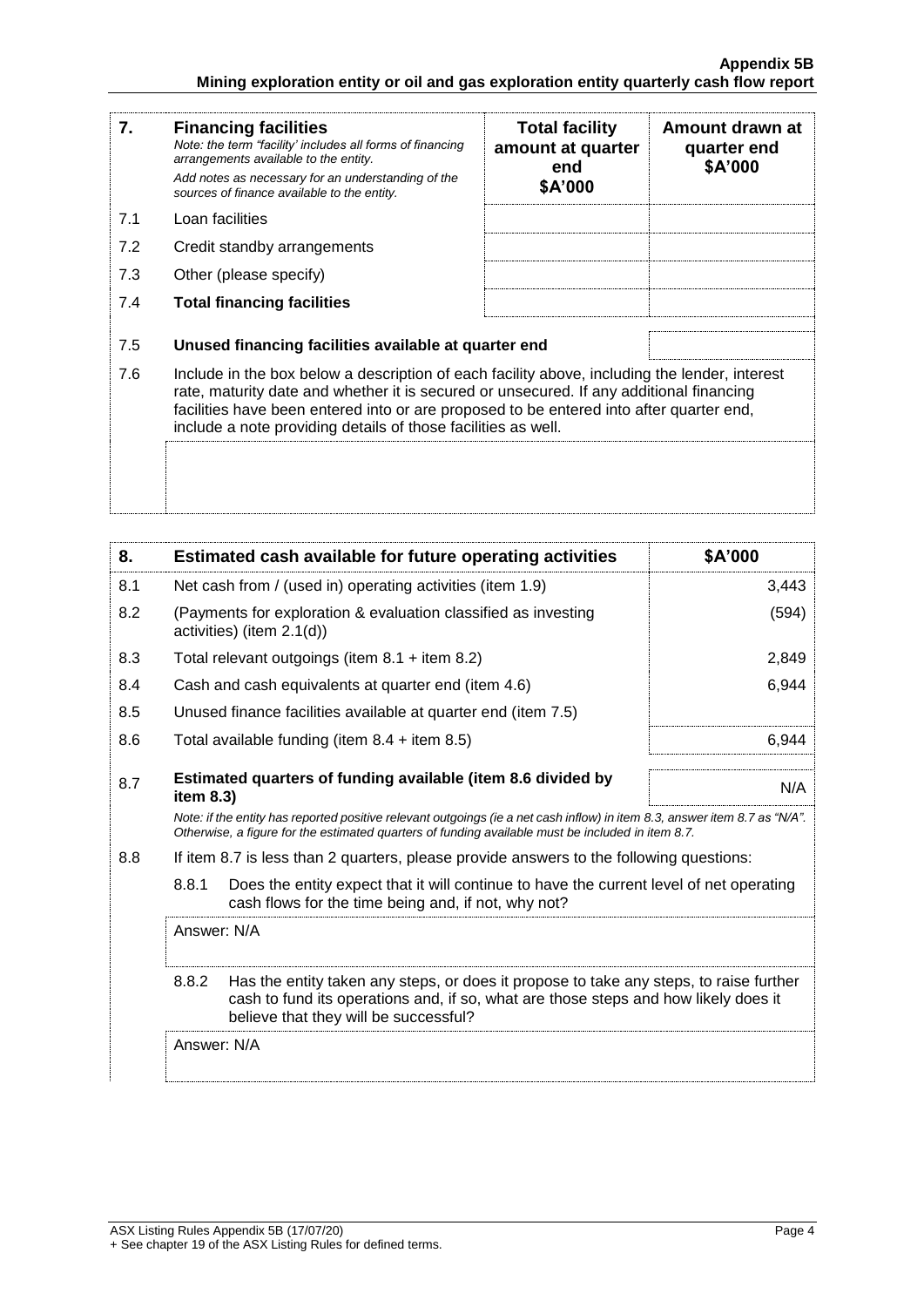| 7. | **Financing facilities**<br>*Note: the term "facility' includes all forms of financing arrangements available to the entity.*<br>*Add notes as necessary for an understanding of the sources of finance available to the entity.* | **Total facility amount at quarter end**<br>**\$A'000** | **Amount drawn at quarter end**<br>**\$A'000** |
|---|---|---|---|
| 7.1 | Loan facilities | | |
| 7.2 | Credit standby arrangements | | |
| 7.3 | Other (please specify) | | |
| 7.4 | **Total financing facilities** | | |
| 7.5 | **Unused financing facilities available at quarter end** | | |

7.6 Include in the box below a description of each facility above, including the lender, interest rate, maturity date and whether it is secured or unsecured. If any additional financing facilities have been entered into or are proposed to be entered into after quarter end, include a note providing details of those facilities as well.

| 8. | **Estimated cash available for future operating activities** | **\$A'000** |
|---|---|---|
| 8.1 | Net cash from / (used in) operating activities (item 1.9) | 3,443 |
| 8.2 | (Payments for exploration & evaluation classified as investing activities) (item 2.1(d)) | (594) |
| 8.3 | Total relevant outgoings (item 8.1 + item 8.2) | 2,849 |
| 8.4 | Cash and cash equivalents at quarter end (item 4.6) | 6,944 |
| 8.5 | Unused finance facilities available at quarter end (item 7.5) | |
| 8.6 | Total available funding (item 8.4 + item 8.5) | 6,944 |
| 8.7 | **Estimated quarters of funding available (item 8.6 divided by item 8.3)** | N/A |

*Note: if the entity has reported positive relevant outgoings (ie a net cash inflow) in item 8.3, answer item 8.7 as "N/A". Otherwise, a figure for the estimated quarters of funding available must be included in item 8.7.*

8.8 If item 8.7 is less than 2 quarters, please provide answers to the following questions:

8.8.1 Does the entity expect that it will continue to have the current level of net operating cash flows for the time being and, if not, why not?

Answer: N/A

8.8.2 Has the entity taken any steps, or does it propose to take any steps, to raise further cash to fund its operations and, if so, what are those steps and how likely does it believe that they will be successful?

Answer: N/A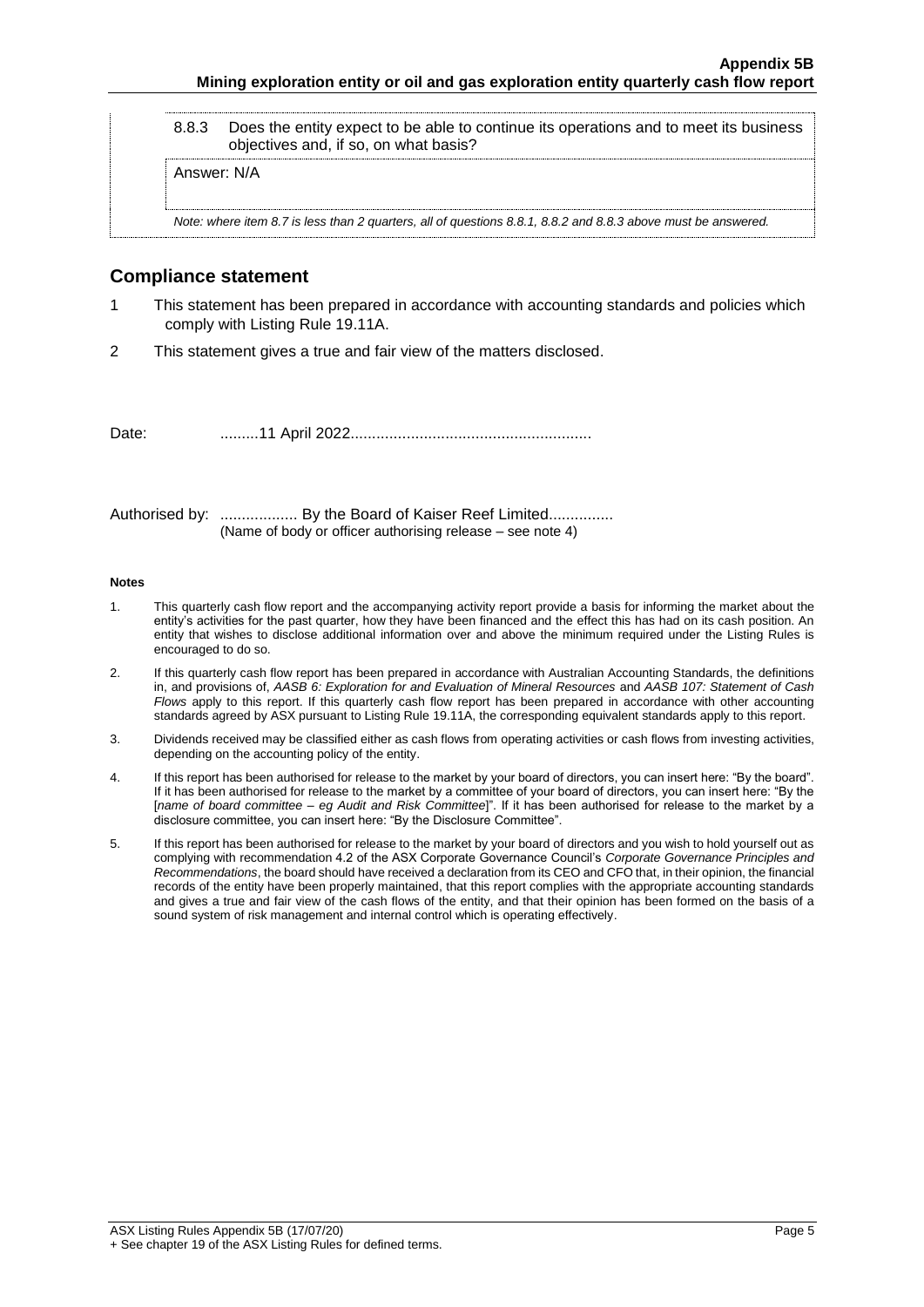| | | |
|---|---|---|
| 8.8.3 | Does the entity expect to be able to continue its operations and to meet its business objectives and, if so, on what basis? | |
| Answer: N/A | | |
| *Note: where item 8.7 is less than 2 quarters, all of questions 8.8.1, 8.8.2 and 8.8.3 above must be answered.* | | |

## Compliance statement

1 This statement has been prepared in accordance with accounting standards and policies which comply with Listing Rule 19.11A.

2 This statement gives a true and fair view of the matters disclosed.

Date: .........11 April 2022.......................................................

Authorised by: .................. By the Board of Kaiser Reef Limited...............
(Name of body or officer authorising release – see note 4)

**Notes**

1. This quarterly cash flow report and the accompanying activity report provide a basis for informing the market about the entity's activities for the past quarter, how they have been financed and the effect this has had on its cash position. An entity that wishes to disclose additional information over and above the minimum required under the Listing Rules is encouraged to do so.
2. If this quarterly cash flow report has been prepared in accordance with Australian Accounting Standards, the definitions in, and provisions of, *AASB 6: Exploration for and Evaluation of Mineral Resources* and *AASB 107: Statement of Cash Flows* apply to this report. If this quarterly cash flow report has been prepared in accordance with other accounting standards agreed by ASX pursuant to Listing Rule 19.11A, the corresponding equivalent standards apply to this report.
3. Dividends received may be classified either as cash flows from operating activities or cash flows from investing activities, depending on the accounting policy of the entity.
4. If this report has been authorised for release to the market by your board of directors, you can insert here: "By the board". If it has been authorised for release to the market by a committee of your board of directors, you can insert here: "By the [*name of board committee – eg Audit and Risk Committee*]". If it has been authorised for release to the market by a disclosure committee, you can insert here: "By the Disclosure Committee".
5. If this report has been authorised for release to the market by your board of directors and you wish to hold yourself out as complying with recommendation 4.2 of the ASX Corporate Governance Council's *Corporate Governance Principles and Recommendations*, the board should have received a declaration from its CEO and CFO that, in their opinion, the financial records of the entity have been properly maintained, that this report complies with the appropriate accounting standards and gives a true and fair view of the cash flows of the entity, and that their opinion has been formed on the basis of a sound system of risk management and internal control which is operating effectively.